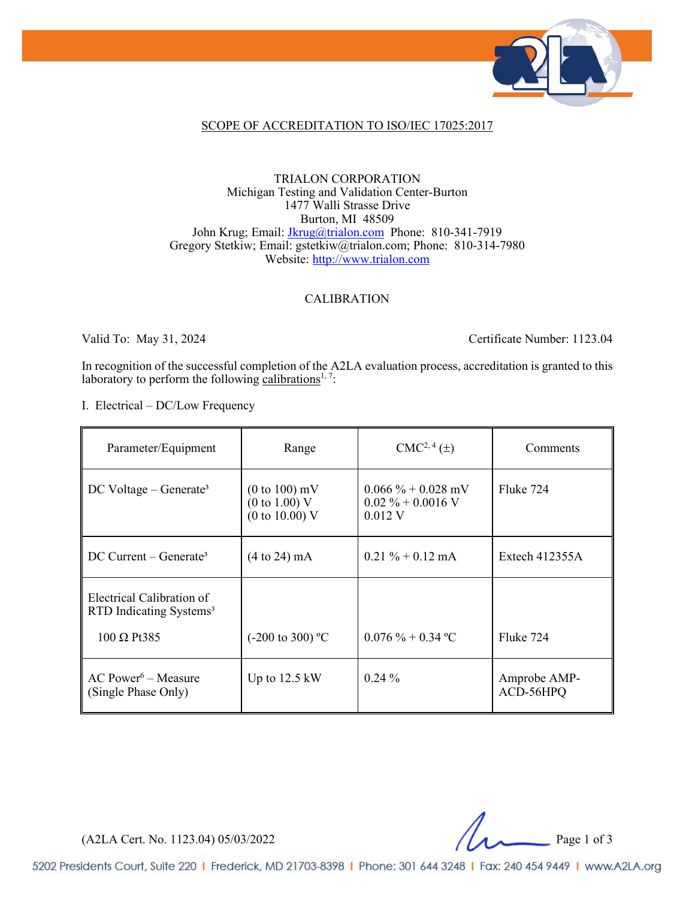SCOPE OF ACCREDITATION TO ISO/IEC 17025:2017

TRIALON CORPORATION
Michigan Testing and Validation Center-Burton
1477 Walli Strasse Drive
Burton, MI 48509
John Krug; Email: Jkrug@trialon.com Phone: 810-341-7919
Gregory Stetkiw; Email: gstetkiw@trialon.com; Phone: 810-314-7980
Website: http://www.trialon.com

CALIBRATION

Valid To: May 31, 2024 Certificate Number: 1123.04

In recognition of the successful completion of the A2LA evaluation process, accreditation is granted to this laboratory to perform the following calibrations[1, 7]:

I. Electrical – DC/Low Frequency

| Parameter/Equipment | Range | CMC[2, 4] (±) | Comments |
|---|---|---|---|
| DC Voltage – Generate[3] | (0 to 100) mV<br>(0 to 1.00) V<br>(0 to 10.00) V | 0.066 % + 0.028 mV<br>0.02 % + 0.0016 V<br>0.012 V | Fluke 724 |
| DC Current – Generate[3] | (4 to 24) mA | 0.21 % + 0.12 mA | Extech 412355A |
| Electrical Calibration of RTD Indicating Systems[3]<br><br>100 Ω Pt385 | <br><br>(-200 to 300) ºC | <br><br>0.076 % + 0.34 ºC | <br><br>Fluke 724 |
| AC Power[6] – Measure (Single Phase Only) | Up to 12.5 kW | 0.24 % | Amprobe AMP-ACD-56HPQ |

(A2LA Cert. No. 1123.04) 05/03/2022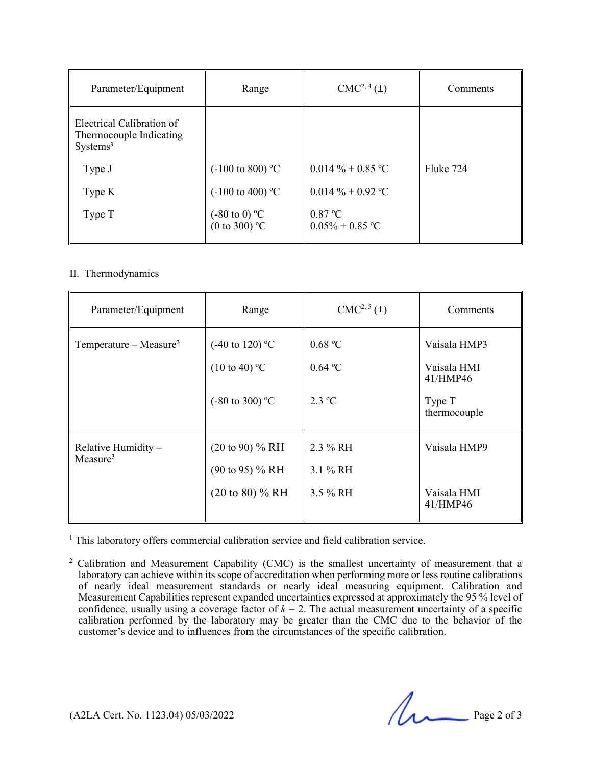| Parameter/Equipment | Range | CMC[2, 4] (±) | Comments |
|---|---|---|---|
| Electrical Calibration of Thermocouple Indicating Systems[3] | | | |
| Type J | (-100 to 800) ºC | 0.014 % + 0.85 ºC | Fluke 724 |
| Type K | (-100 to 400) ºC | 0.014 % + 0.92 ºC | |
| Type T | (-80 to 0) ºC<br>(0 to 300) ºC | 0.87 ºC<br>0.05% + 0.85 ºC | |

II. Thermodynamics

| Parameter/Equipment | Range | CMC[2, 5] (±) | Comments |
|---|---|---|---|
| Temperature – Measure[3] | (-40 to 120) ºC | 0.68 ºC | Vaisala HMP3 |
| | (10 to 40) ºC | 0.64 ºC | Vaisala HMI 41/HMP46 |
| | (-80 to 300) ºC | 2.3 ºC | Type T thermocouple |
| Relative Humidity – Measure[3] | (20 to 90) % RH | 2.3 % RH | Vaisala HMP9 |
| | (90 to 95) % RH | 3.1 % RH | |
| | (20 to 80) % RH | 3.5 % RH | Vaisala HMI 41/HMP46 |

[1] This laboratory offers commercial calibration service and field calibration service.

[2] Calibration and Measurement Capability (CMC) is the smallest uncertainty of measurement that a laboratory can achieve within its scope of accreditation when performing more or less routine calibrations of nearly ideal measurement standards or nearly ideal measuring equipment. Calibration and Measurement Capabilities represent expanded uncertainties expressed at approximately the 95 % level of confidence, usually using a coverage factor of $k = 2$. The actual measurement uncertainty of a specific calibration performed by the laboratory may be greater than the CMC due to the behavior of the customer's device and to influences from the circumstances of the specific calibration.

(A2LA Cert. No. 1123.04) 05/03/2022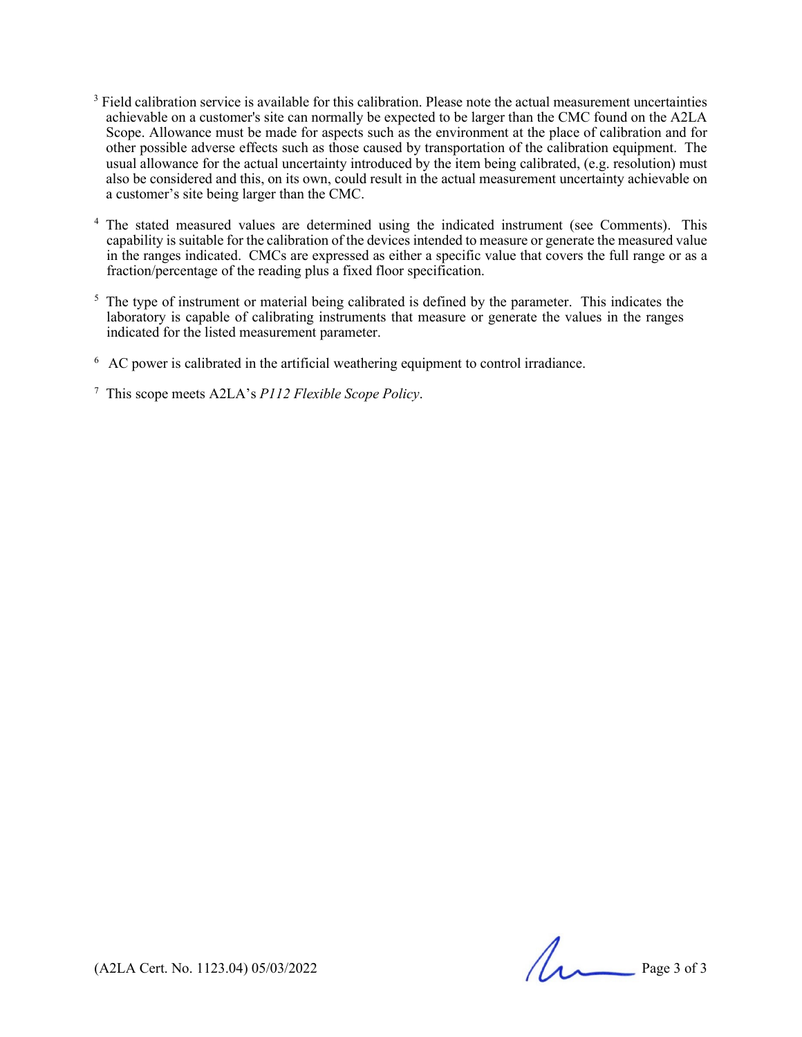[3] Field calibration service is available for this calibration. Please note the actual measurement uncertainties achievable on a customer's site can normally be expected to be larger than the CMC found on the A2LA Scope. Allowance must be made for aspects such as the environment at the place of calibration and for other possible adverse effects such as those caused by transportation of the calibration equipment. The usual allowance for the actual uncertainty introduced by the item being calibrated, (e.g. resolution) must also be considered and this, on its own, could result in the actual measurement uncertainty achievable on a customer's site being larger than the CMC.

[4] The stated measured values are determined using the indicated instrument (see Comments). This capability is suitable for the calibration of the devices intended to measure or generate the measured value in the ranges indicated. CMCs are expressed as either a specific value that covers the full range or as a fraction/percentage of the reading plus a fixed floor specification.

[5] The type of instrument or material being calibrated is defined by the parameter. This indicates the laboratory is capable of calibrating instruments that measure or generate the values in the ranges indicated for the listed measurement parameter.

[6] AC power is calibrated in the artificial weathering equipment to control irradiance.

[7] This scope meets A2LA's *P112 Flexible Scope Policy*.

(A2LA Cert. No. 1123.04) 05/03/2022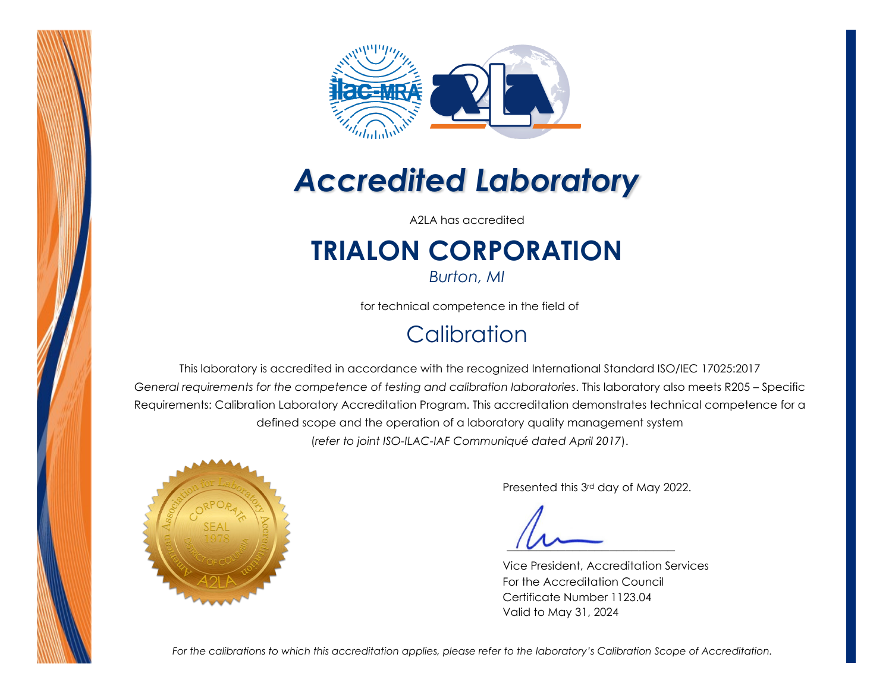# Accredited Laboratory

A2LA has accredited

## TRIALON CORPORATION

*Burton, MI*

for technical competence in the field of

## Calibration

This laboratory is accredited in accordance with the recognized International Standard ISO/IEC 17025:2017 *General requirements for the competence of testing and calibration laboratories*. This laboratory also meets R205 – Specific Requirements: Calibration Laboratory Accreditation Program. This accreditation demonstrates technical competence for a defined scope and the operation of a laboratory quality management system (*refer to joint ISO-ILAC-IAF Communiqué dated April 2017*).

Presented this 3rd day of May 2022.

Vice President, Accreditation Services
For the Accreditation Council
Certificate Number 1123.04
Valid to May 31, 2024

*For the calibrations to which this accreditation applies, please refer to the laboratory's Calibration Scope of Accreditation.*